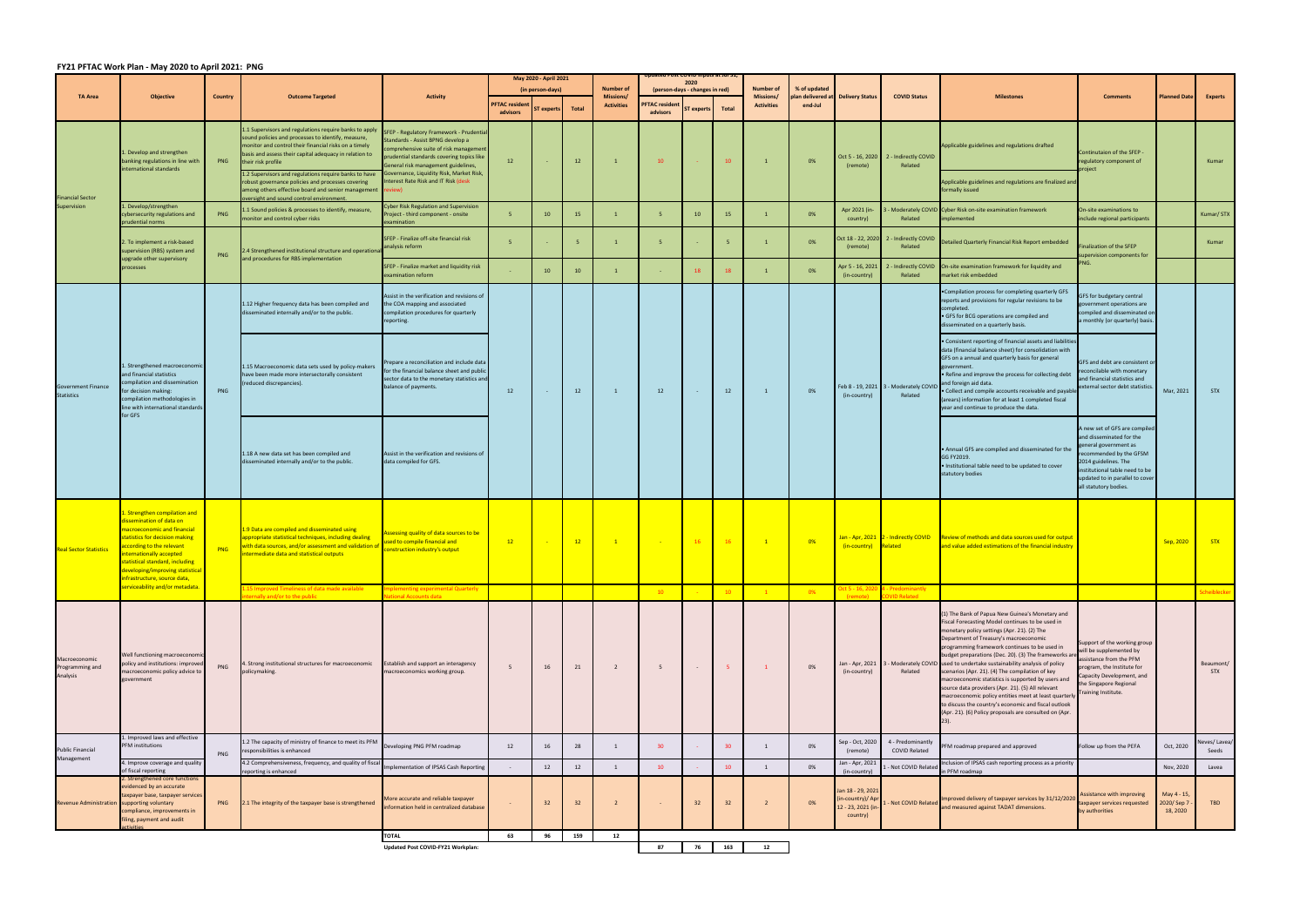## FY21 PFTAC Work Plan - May 2020 to April 2021: PNG

| TA Area | Objective | Country | Outcome Targeted | Activity | May 2020 - April 2021 (in person-days) | | | Number of Missions/ Activities | Updated Post COVID Inputs at Jul 31, 2020 (person-days - changes in red) | | | Number of Missions/ Activities | % of updated plan delivered at end-Jul | Delivery Status | COVID Status | Milestones | Comments | Planned Date | Experts |
|---|---|---|---|---|---|---|---|---|---|---|---|---|---|---|---|---|---|---|---|
| | | | | | PFTAC resident advisors | ST experts | Total | | PFTAC resident advisors | ST experts | Total | | | | | | | | |
| Financial Sector Supervision | 1. Develop and strengthen banking regulations in line with international standards | PNG | 1.1 Supervisors and regulations require banks to apply sound policies and processes to identify, measure, monitor and control their financial risks on a timely basis and assess their capital adequacy in relation to their risk profile<br>1.2 Supervisors and regulations require banks to have robust governance policies and processes covering among others effective board and senior management oversight and sound control environment. | SFEP - Regulatory Framework - Prudential Standards - Assist BPNG develop a comprehensive suite of risk management prudential standards covering topics like General risk management guidelines, Governance, Liquidity Risk, Market Risk, Interest Rate Risk and IT Risk (desk review) | 12 | - | 12 | 1 | 10 | - | 10 | 1 | 0% | Oct 5 - 16, 2020 (remote) | 2 - Indirectly COVID Related | Applicable guidelines and regulations drafted<br>Applicable guidelines and regulations are finalized and formally issued | Continutaion of the SFEP - regulatory component of project | | Kumar |
| | 1. Develop/strengthen cybersecurity regulations and prudential norms | PNG | 1.1 Sound policies & processes to identify, measure, monitor and control cyber risks | Cyber Risk Regulation and Supervision Project - third component - onsite examination | 5 | 10 | 15 | 1 | 5 | 10 | 15 | 1 | 0% | Apr 2021 (in-country) | 3 - Moderately COVID Related | Cyber Risk on-site examination framework implemented | On-site examinations to include regional participants | | Kumar/ STX |
| | 2. To implement a risk-based supervision (RBS) system and upgrade other supervisory processes | PNG | 2.4 Strengthened institutional structure and operational and procedures for RBS implementation | SFEP - Finalize off-site financial risk analysis reform | 5 | - | 5 | 1 | 5 | - | 5 | 1 | 0% | Oct 18 - 22, 2020 (remote) | 2 - Indirectly COVID Related | Detailed Quarterly Financial Risk Report embedded | Finalization of the SFEP supervision components for PNG. | | Kumar |
| | | | | SFEP - Finalize market and liquidity risk examination reform | - | 10 | 10 | 1 | - | 18 | 18 | 1 | 0% | Apr 5 - 16, 2021 (in-country) | 2 - Indirectly COVID Related | On-site examination framework for liquidity and market risk embedded | | | |
| Government Finance Statistics | 1. Strengthened macroeconomic and financial statistics compilation and dissemination for decision making: compilation methodologies in line with international standards for GFS | PNG | 1.12 Higher frequency data has been compiled and disseminated internally and/or to the public. | Assist in the verification and revisions of the COA mapping and associated compilation procedures for quarterly reporting. | 12 | - | 12 | 1 | 12 | - | 12 | 1 | 0% | Feb 8 - 19, 2021 (in-country) | 3 - Moderately COVID Related | •Compilation process for completing quarterly GFS reports and provisions for regular revisions to be completed.<br>• GFS for BCG operations are compiled and disseminated on a quarterly basis. | GFS for budgetary central government operations are compiled and disseminated on a monthly (or quarterly) basis. | Mar, 2021 | STX |
| | | | 1.15 Macroeconomic data sets used by policy-makers have been made more intersectorally consistent (reduced discrepancies). | Prepare a reconciliation and include data for the financial balance sheet and public sector data to the monetary statistics and balance of payments. | | | | | | | | | | | | • Consistent reporting of financial assets and liabilities data (financial balance sheet) for consolidation with GFS on a annual and quarterly basis for general government.<br>• Refine and improve the process for collecting debt and foreign aid data.<br>• Collect and compile accounts receivable and payable (arrears) information for at least 1 completed fiscal year and continue to produce the data. | GFS and debt are consistent or reconcilable with monetary and financial statistics and external sector debt statistics. | | |
| | | | 1.18 A new data set has been compiled and disseminated internally and/or to the public. | Assist in the verification and revisions of data compiled for GFS. | | | | | | | | | | | | • Annual GFS are compiled and disseminated for the GG FY2019.<br>• Institutional table need to be updated to cover statutory bodies | A new set of GFS are compiled and disseminated for the general government as recommended by the GFSM 2014 guidelines. The institutional table need to be updated to in parallel to cover all statutory bodies. | | |
| Real Sector Statistics | 1. Strengthen compilation and dissemination of data on macroeconomic and financial statistics for decision making according to the relevant internationally accepted statistical standard, including developing/improving statistical infrastructure, source data, serviceability and/or metadata. | PNG | 1.9 Data are compiled and disseminated using appropriate statistical techniques, including dealing with data sources, and/or assessment and validation of intermediate data and statistical outputs | Assessing quality of data sources to be used to compile financial and construction industry's output | 12 | - | 12 | 1 | - | 16 | 16 | 1 | 0% | Jan - Apr, 2021 (in-country) | 2 - Indirectly COVID Related | Review of methods and data sources used for output and value added estimations of the financial industry | | Sep, 2020 | STX |
| | | | 1.15 Improved Timeliness of data made available internally and/or to the public | Implementing experimental Quarterly National Accounts data | | | | | 10 | - | 10 | 1 | 0% | Oct 5 - 16, 2020 (remote) | 4 - Predominantly COVID Related | | | | Scheiblecker |
| Macroeconomic Programming and Analysis | Well functioning macroeconomic policy and institutions: improved macroeconomic policy advice to government | PNG | 4. Strong institutional structures for macroeconomic policymaking. | Establish and support an interagency macroeconomics working group. | 5 | 16 | 21 | 2 | 5 | - | 5 | 1 | 0% | Jan - Apr, 2021 (in-country) | 3 - Moderately COVID Related | (1) The Bank of Papua New Guinea's Monetary and Fiscal Forecasting Model continues to be used in monetary policy settings (Apr. 21). (2) The Department of Treasury's macroeconomic programming framework continues to be used in budget preparations (Dec. 20). (3) The frameworks are used to undertake sustainability analysis of policy scenarios (Apr. 21). (4) The compilation of key macroeconomic statistics is supported by users and source data providers (Apr. 21). (5) All relevant macroeconomic policy entities meet at least quarterly to discuss the country's economic and fiscal outlook (Apr. 21). (6) Policy proposals are consulted on (Apr. 23). | Support of the working group will be supplemented by assistance from the PFM program, the Institute for Capacity Development, and the Singapore Regional Training Institute. | | Beaumont/ STX |
| Public Financial Management | 1. Improved laws and effective PFM institutions | PNG | 1.2 The capacity of ministry of finance to meet its PFM responsibilities is enhanced | Developing PNG PFM roadmap | 12 | 16 | 28 | 1 | 30 | - | 30 | 1 | 0% | Sep - Oct, 2020 (remote) | 4 - Predominantly COVID Related | PFM roadmap prepared and approved | Follow up from the PEFA | Oct, 2020 | Neves/ Lavea/ Seeds |
| | 4. Improve coverage and quality of fiscal reporting | | 4.2 Comprehensiveness, frequency, and quality of fiscal reporting is enhanced | Implementation of IPSAS Cash Reporting | - | 12 | 12 | 1 | 10 | - | 10 | 1 | 0% | Jan - Apr, 2021 (in-country) | 1 - Not COVID Related | Inclusion of IPSAS cash reporting process as a priority in PFM roadmap | | Nov, 2020 | Lavea |
| Revenue Administration | 2. Strengthened core functions evidenced by an accurate taxpayer base, taxpayer services supporting voluntary compliance, improvements in filing, payment and audit activities | PNG | 2.1 The integrity of the taxpayer base is strengthened | More accurate and reliable taxpayer information held in centralized database | - | 32 | 32 | 2 | - | 32 | 32 | 2 | 0% | Jan 18 - 29, 2021 (in-country)/ Apr 12 - 23, 2021 (in-country) | 1 - Not COVID Related | Improved delivery of taxpayer services by 31/12/2020 and measured against TADAT dimensions. | Assistance with improving taxpayer services requested by authorities | May 4 - 15, 2020/ Sep 7 - 18, 2020 | TBD |
| | | | | TOTAL | 63 | 96 | 159 | 12 | | | | | | | | | | | |
| | | | | Updated Post COVID-FY21 Workplan: | | | | | 87 | 76 | 163 | 12 | | | | | | | |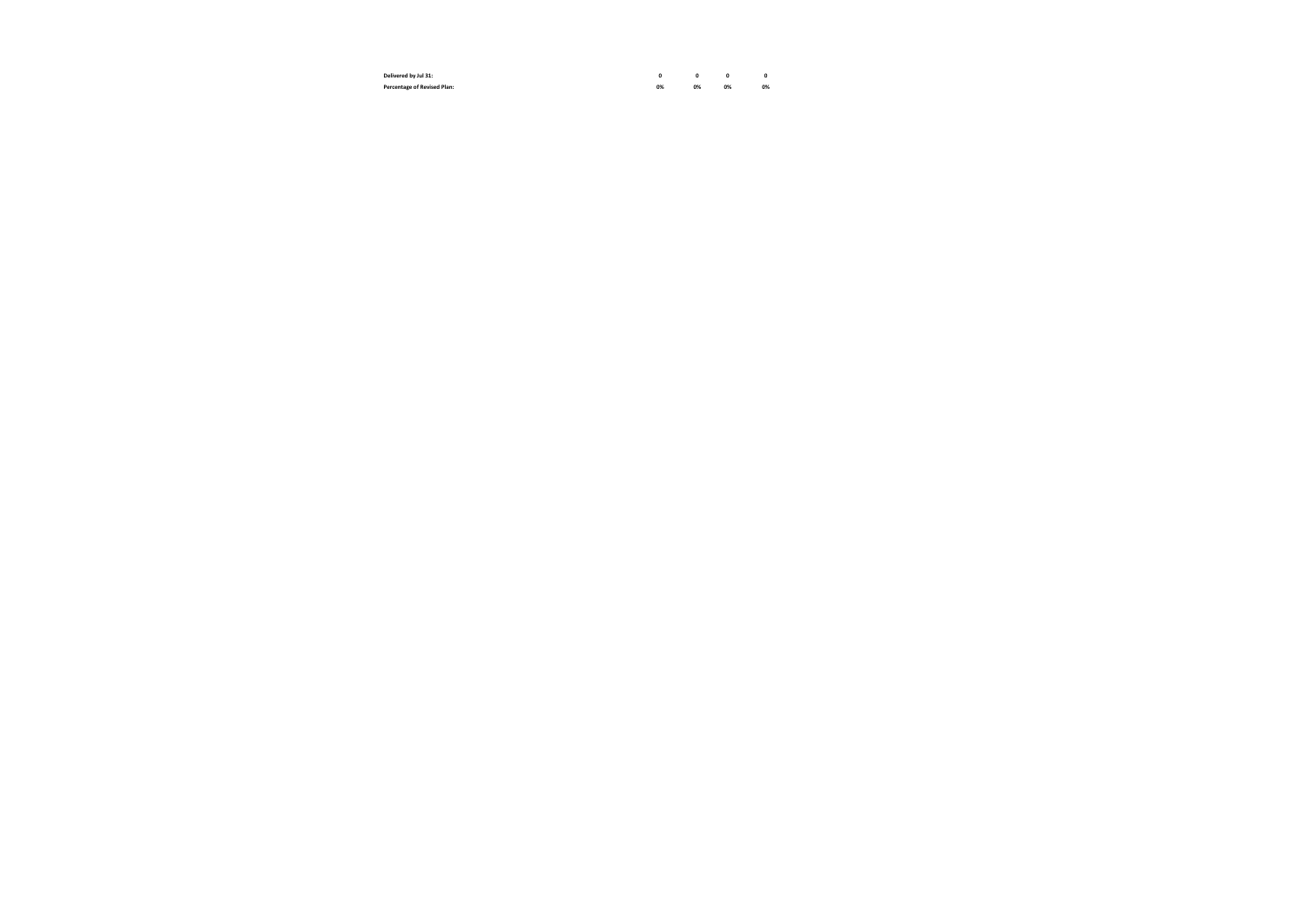| | | | | |
|---|---|---|---|---|
| **Delivered by Jul 31:** | **0** | **0** | **0** | **0** |
| **Percentage of Revised Plan:** | **0%** | **0%** | **0%** | **0%** |